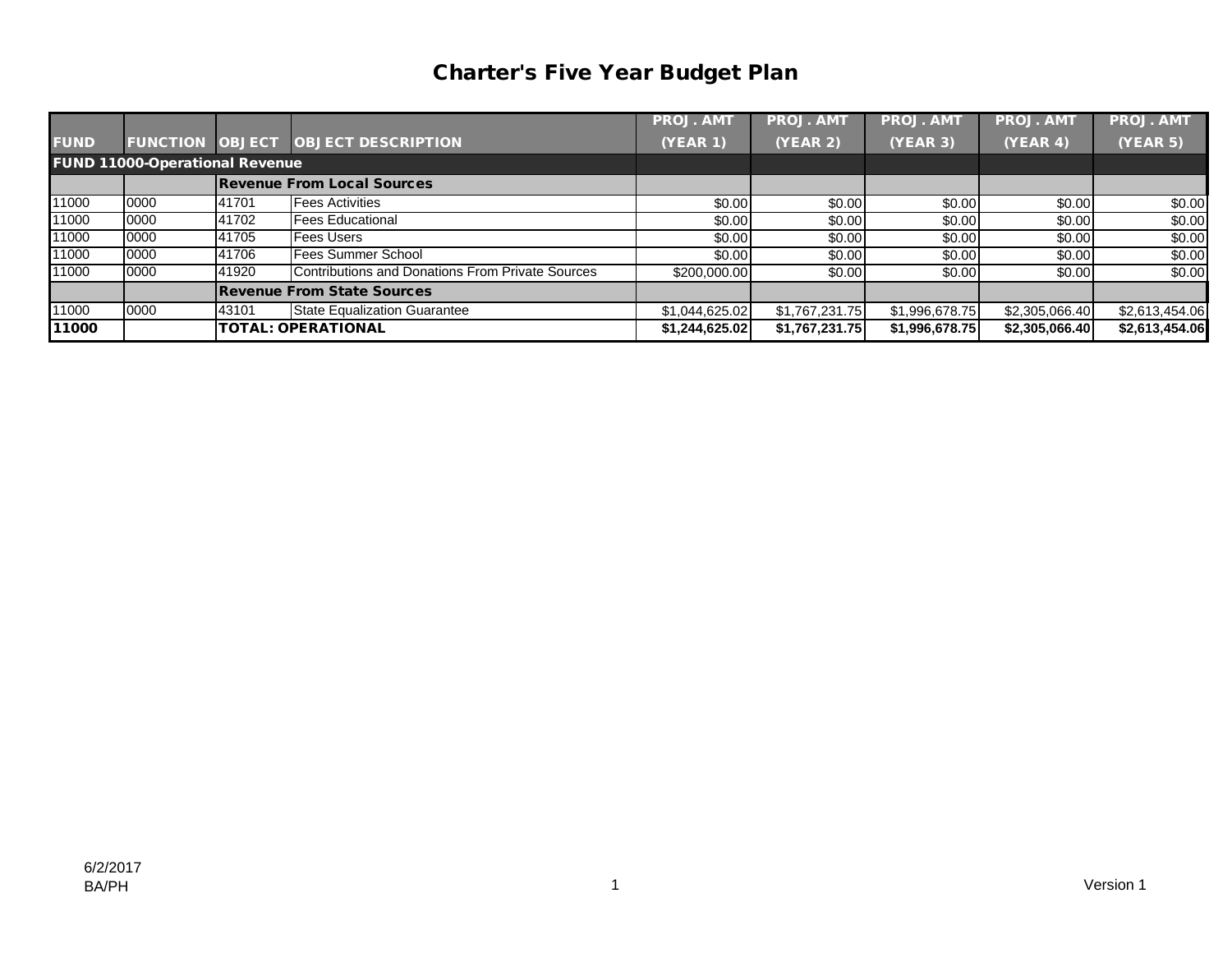# Charter's Five Year Budget Plan

| FUND | FUNCTION | OBJECT | OBJECT DESCRIPTION | PROJ. AMT (YEAR 1) | PROJ. AMT (YEAR 2) | PROJ. AMT (YEAR 3) | PROJ. AMT (YEAR 4) | PROJ. AMT (YEAR 5) |
|---|---|---|---|---|---|---|---|---|
| **FUND 11000-Operational Revenue** | | | | | | | | |
| | | **Revenue From Local Sources** | | | | | | |
| 11000 | 0000 | 41701 | Fees Activities | $0.00 | $0.00 | $0.00 | $0.00 | $0.00 |
| 11000 | 0000 | 41702 | Fees Educational | $0.00 | $0.00 | $0.00 | $0.00 | $0.00 |
| 11000 | 0000 | 41705 | Fees Users | $0.00 | $0.00 | $0.00 | $0.00 | $0.00 |
| 11000 | 0000 | 41706 | Fees Summer School | $0.00 | $0.00 | $0.00 | $0.00 | $0.00 |
| 11000 | 0000 | 41920 | Contributions and Donations From Private Sources | $200,000.00 | $0.00 | $0.00 | $0.00 | $0.00 |
| | | **Revenue From State Sources** | | | | | | |
| 11000 | 0000 | 43101 | State Equalization Guarantee | $1,044,625.02 | $1,767,231.75 | $1,996,678.75 | $2,305,066.40 | $2,613,454.06 |
| **11000** | | **TOTAL: OPERATIONAL** | | **$1,244,625.02** | **$1,767,231.75** | **$1,996,678.75** | **$2,305,066.40** | **$2,613,454.06** |

6/2/2017
BA/PH

Version 1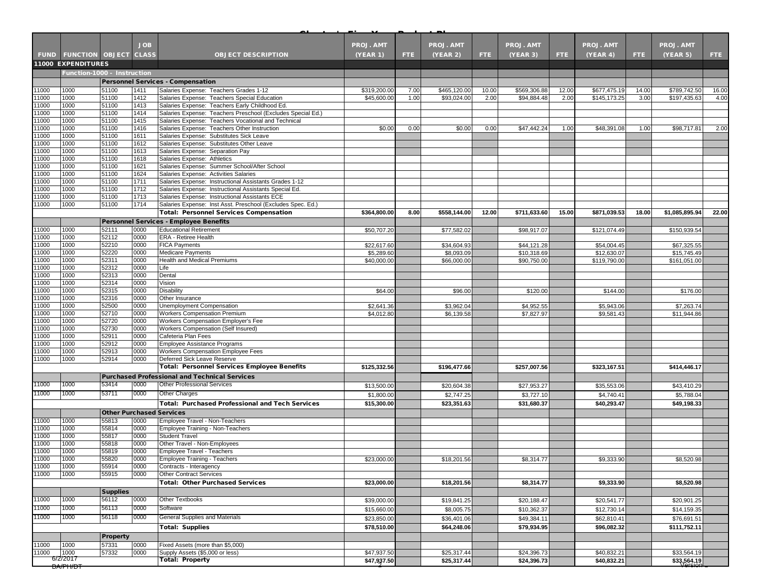| FUND | FUNCTION | OBJECT | JOB CLASS | OBJECT DESCRIPTION | PROJ. AMT (YEAR 1) | FTE | PROJ. AMT (YEAR 2) | FTE | PROJ. AMT (YEAR 3) | FTE | PROJ. AMT (YEAR 4) | FTE | PROJ. AMT (YEAR 5) | FTE |
|---|---|---|---|---|---|---|---|---|---|---|---|---|---|---|
| **11000 EXPENDITURES** | | | | | | | | | | | | | | |
| | **Function-1000 - Instruction** | | | | | | | | | | | | | |
| | | **Personnel Services - Compensation** | | | | | | | | | | | | |
| 11000 | 1000 | 51100 | 1411 | Salaries Expense: Teachers Grades 1-12 | $319,200.00 | 7.00 | $465,120.00 | 10.00 | $569,306.88 | 12.00 | $677,475.19 | 14.00 | $789,742.50 | 16.00 |
| 11000 | 1000 | 51100 | 1412 | Salaries Expense: Teachers Special Education | $45,600.00 | 1.00 | $93,024.00 | 2.00 | $94,884.48 | 2.00 | $145,173.25 | 3.00 | $197,435.63 | 4.00 |
| 11000 | 1000 | 51100 | 1413 | Salaries Expense: Teachers Early Childhood Ed. | | | | | | | | | | |
| 11000 | 1000 | 51100 | 1414 | Salaries Expense: Teachers Preschool (Excludes Special Ed.) | | | | | | | | | | |
| 11000 | 1000 | 51100 | 1415 | Salaries Expense: Teachers Vocational and Technical | | | | | | | | | | |
| 11000 | 1000 | 51100 | 1416 | Salaries Expense: Teachers Other Instruction | $0.00 | 0.00 | $0.00 | 0.00 | $47,442.24 | 1.00 | $48,391.08 | 1.00 | $98,717.81 | 2.00 |
| 11000 | 1000 | 51100 | 1611 | Salaries Expense: Substitutes Sick Leave | | | | | | | | | | |
| 11000 | 1000 | 51100 | 1612 | Salaries Expense: Substitutes Other Leave | | | | | | | | | | |
| 11000 | 1000 | 51100 | 1613 | Salaries Expense: Separation Pay | | | | | | | | | | |
| 11000 | 1000 | 51100 | 1618 | Salaries Expense: Athletics | | | | | | | | | | |
| 11000 | 1000 | 51100 | 1621 | Salaries Expense: Summer School/After School | | | | | | | | | | |
| 11000 | 1000 | 51100 | 1624 | Salaries Expense: Activities Salaries | | | | | | | | | | |
| 11000 | 1000 | 51100 | 1711 | Salaries Expense: Instructional Assistants Grades 1-12 | | | | | | | | | | |
| 11000 | 1000 | 51100 | 1712 | Salaries Expense: Instructional Assistants Special Ed. | | | | | | | | | | |
| 11000 | 1000 | 51100 | 1713 | Salaries Expense: Instructional Assistants ECE | | | | | | | | | | |
| 11000 | 1000 | 51100 | 1714 | Salaries Expense: Inst Asst. Preschool (Excludes Spec. Ed.) | | | | | | | | | | |
| | | | | **Total: Personnel Services Compensation** | **$364,800.00** | **8.00** | **$558,144.00** | **12.00** | **$711,633.60** | **15.00** | **$871,039.53** | **18.00** | **$1,085,895.94** | **22.00** |
| | | **Personnel Services - Employee Benefits** | | | | | | | | | | | | |
| 11000 | 1000 | 52111 | 0000 | Educational Retirement | $50,707.20 | | $77,582.02 | | $98,917.07 | | $121,074.49 | | $150,939.54 | |
| 11000 | 1000 | 52112 | 0000 | ERA - Retiree Health | | | | | | | | | | |
| 11000 | 1000 | 52210 | 0000 | FICA Payments | $22,617.60 | | $34,604.93 | | $44,121.28 | | $54,004.45 | | $67,325.55 | |
| 11000 | 1000 | 52220 | 0000 | Medicare Payments | $5,289.60 | | $8,093.09 | | $10,318.69 | | $12,630.07 | | $15,745.49 | |
| 11000 | 1000 | 52311 | 0000 | Health and Medical Premiums | $40,000.00 | | $66,000.00 | | $90,750.00 | | $119,790.00 | | $161,051.00 | |
| 11000 | 1000 | 52312 | 0000 | Life | | | | | | | | | | |
| 11000 | 1000 | 52313 | 0000 | Dental | | | | | | | | | | |
| 11000 | 1000 | 52314 | 0000 | Vision | | | | | | | | | | |
| 11000 | 1000 | 52315 | 0000 | Disability | $64.00 | | $96.00 | | $120.00 | | $144.00 | | $176.00 | |
| 11000 | 1000 | 52316 | 0000 | Other Insurance | | | | | | | | | | |
| 11000 | 1000 | 52500 | 0000 | Unemployment Compensation | $2,641.36 | | $3,962.04 | | $4,952.55 | | $5,943.06 | | $7,263.74 | |
| 11000 | 1000 | 52710 | 0000 | Workers Compensation Premium | $4,012.80 | | $6,139.58 | | $7,827.97 | | $9,581.43 | | $11,944.86 | |
| 11000 | 1000 | 52720 | 0000 | Workers Compensation Employer's Fee | | | | | | | | | | |
| 11000 | 1000 | 52730 | 0000 | Workers Compensation (Self Insured) | | | | | | | | | | |
| 11000 | 1000 | 52911 | 0000 | Cafeteria Plan Fees | | | | | | | | | | |
| 11000 | 1000 | 52912 | 0000 | Employee Assistance Programs | | | | | | | | | | |
| 11000 | 1000 | 52913 | 0000 | Workers Compensation Employee Fees | | | | | | | | | | |
| 11000 | 1000 | 52914 | 0000 | Deferred Sick Leave Reserve | | | | | | | | | | |
| | | | | **Total: Personnel Services Employee Benefits** | **$125,332.56** | | **$196,477.66** | | **$257,007.56** | | **$323,167.51** | | **$414,446.17** | |
| | | **Purchased Professional and Technical Services** | | | | | | | | | | | | |
| 11000 | 1000 | 53414 | 0000 | Other Professional Services | $13,500.00 | | $20,604.38 | | $27,953.27 | | $35,553.06 | | $43,410.29 | |
| 11000 | 1000 | 53711 | 0000 | Other Charges | $1,800.00 | | $2,747.25 | | $3,727.10 | | $4,740.41 | | $5,788.04 | |
| | | | | **Total: Purchased Professional and Tech Services** | **$15,300.00** | | **$23,351.63** | | **$31,680.37** | | **$40,293.47** | | **$49,198.33** | |
| | | **Other Purchased Services** | | | | | | | | | | | | |
| 11000 | 1000 | 55813 | 0000 | Employee Travel - Non-Teachers | | | | | | | | | | |
| 11000 | 1000 | 55814 | 0000 | Employee Training - Non-Teachers | | | | | | | | | | |
| 11000 | 1000 | 55817 | 0000 | Student Travel | | | | | | | | | | |
| 11000 | 1000 | 55818 | 0000 | Other Travel - Non-Employees | | | | | | | | | | |
| 11000 | 1000 | 55819 | 0000 | Employee Travel - Teachers | | | | | | | | | | |
| 11000 | 1000 | 55820 | 0000 | Employee Training - Teachers | $23,000.00 | | $18,201.56 | | $8,314.77 | | $9,333.90 | | $8,520.98 | |
| 11000 | 1000 | 55914 | 0000 | Contracts - Interagency | | | | | | | | | | |
| 11000 | 1000 | 55915 | 0000 | Other Contract Services | | | | | | | | | | |
| | | | | **Total: Other Purchased Services** | **$23,000.00** | | **$18,201.56** | | **$8,314.77** | | **$9,333.90** | | **$8,520.98** | |
| | | **Supplies** | | | | | | | | | | | | |
| 11000 | 1000 | 56112 | 0000 | Other Textbooks | $39,000.00 | | $19,841.25 | | $20,188.47 | | $20,541.77 | | $20,901.25 | |
| 11000 | 1000 | 56113 | 0000 | Software | $15,660.00 | | $8,005.75 | | $10,362.37 | | $12,730.14 | | $14,159.35 | |
| 11000 | 1000 | 56118 | 0000 | General Supplies and Materials | $23,850.00 | | $36,401.06 | | $49,384.11 | | $62,810.41 | | $76,691.51 | |
| | | | | **Total: Supplies** | **$78,510.00** | | **$64,248.06** | | **$79,934.95** | | **$96,082.32** | | **$111,752.11** | |
| | | **Property** | | | | | | | | | | | | |
| 11000 | 1000 | 57331 | 0000 | Fixed Assets (more than $5,000) | | | | | | | | | | |
| 11000 | 1000 | 57332 | 0000 | Supply Assets ($5,000 or less) | $47,937.50 | | $25,317.44 | | $24,396.73 | | $40,832.21 | | $33,564.19 | |
| | | | | **Total: Property** | **$47,937.50** | | **$25,317.44** | | **$24,396.73** | | **$40,832.21** | | **$33,564.19** | |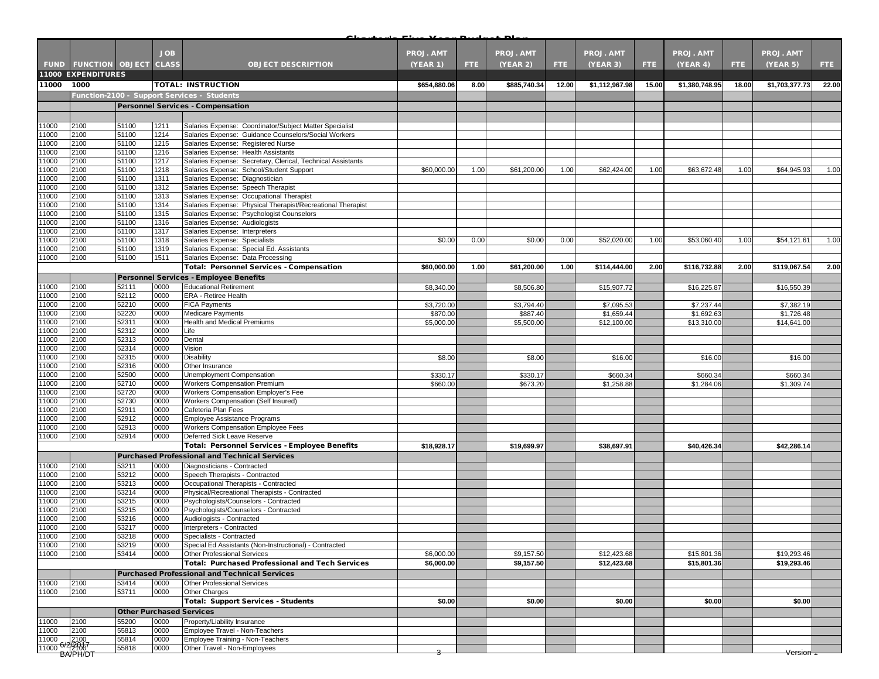## Charter's Five Year Budget Plan

| FUND | FUNCTION | OBJECT | JOB CLASS | OBJECT DESCRIPTION | PROJ. AMT (YEAR 1) | FTE | PROJ. AMT (YEAR 2) | FTE | PROJ. AMT (YEAR 3) | FTE | PROJ. AMT (YEAR 4) | FTE | PROJ. AMT (YEAR 5) | FTE |
|---|---|---|---|---|---|---|---|---|---|---|---|---|---|---|
| **11000 EXPENDITURES** | | | | | | | | | | | | | | |
| **11000** | **1000** | | | **TOTAL: INSTRUCTION** | **$654,880.06** | **8.00** | **$885,740.34** | **12.00** | **$1,112,967.98** | **15.00** | **$1,380,748.95** | **18.00** | **$1,703,377.73** | **22.00** |
| **Function-2100 - Support Services - Students** | | | | | | | | | | | | | | |
| | | **Personnel Services - Compensation** | | | | | | | | | | | | |
| 11000 | 2100 | 51100 | 1211 | Salaries Expense: Coordinator/Subject Matter Specialist | | | | | | | | | | |
| 11000 | 2100 | 51100 | 1214 | Salaries Expense: Guidance Counselors/Social Workers | | | | | | | | | | |
| 11000 | 2100 | 51100 | 1215 | Salaries Expense: Registered Nurse | | | | | | | | | | |
| 11000 | 2100 | 51100 | 1216 | Salaries Expense: Health Assistants | | | | | | | | | | |
| 11000 | 2100 | 51100 | 1217 | Salaries Expense: Secretary, Clerical, Technical Assistants | | | | | | | | | | |
| 11000 | 2100 | 51100 | 1218 | Salaries Expense: School/Student Support | $60,000.00 | 1.00 | $61,200.00 | 1.00 | $62,424.00 | 1.00 | $63,672.48 | 1.00 | $64,945.93 | 1.00 |
| 11000 | 2100 | 51100 | 1311 | Salaries Expense: Diagnostician | | | | | | | | | | |
| 11000 | 2100 | 51100 | 1312 | Salaries Expense: Speech Therapist | | | | | | | | | | |
| 11000 | 2100 | 51100 | 1313 | Salaries Expense: Occupational Therapist | | | | | | | | | | |
| 11000 | 2100 | 51100 | 1314 | Salaries Expense: Physical Therapist/Recreational Therapist | | | | | | | | | | |
| 11000 | 2100 | 51100 | 1315 | Salaries Expense: Psychologist Counselors | | | | | | | | | | |
| 11000 | 2100 | 51100 | 1316 | Salaries Expense: Audiologists | | | | | | | | | | |
| 11000 | 2100 | 51100 | 1317 | Salaries Expense: Interpreters | | | | | | | | | | |
| 11000 | 2100 | 51100 | 1318 | Salaries Expense: Specialists | $0.00 | 0.00 | $0.00 | 0.00 | $52,020.00 | 1.00 | $53,060.40 | 1.00 | $54,121.61 | 1.00 |
| 11000 | 2100 | 51100 | 1319 | Salaries Expense: Special Ed. Assistants | | | | | | | | | | |
| 11000 | 2100 | 51100 | 1511 | Salaries Expense: Data Processing | | | | | | | | | | |
| | | | | **Total: Personnel Services - Compensation** | **$60,000.00** | **1.00** | **$61,200.00** | **1.00** | **$114,444.00** | **2.00** | **$116,732.88** | **2.00** | **$119,067.54** | **2.00** |
| | | **Personnel Services - Employee Benefits** | | | | | | | | | | | | |
| 11000 | 2100 | 52111 | 0000 | Educational Retirement | $8,340.00 | | $8,506.80 | | $15,907.72 | | $16,225.87 | | $16,550.39 | |
| 11000 | 2100 | 52112 | 0000 | ERA - Retiree Health | | | | | | | | | | |
| 11000 | 2100 | 52210 | 0000 | FICA Payments | $3,720.00 | | $3,794.40 | | $7,095.53 | | $7,237.44 | | $7,382.19 | |
| 11000 | 2100 | 52220 | 0000 | Medicare Payments | $870.00 | | $887.40 | | $1,659.44 | | $1,692.63 | | $1,726.48 | |
| 11000 | 2100 | 52311 | 0000 | Health and Medical Premiums | $5,000.00 | | $5,500.00 | | $12,100.00 | | $13,310.00 | | $14,641.00 | |
| 11000 | 2100 | 52312 | 0000 | Life | | | | | | | | | | |
| 11000 | 2100 | 52313 | 0000 | Dental | | | | | | | | | | |
| 11000 | 2100 | 52314 | 0000 | Vision | | | | | | | | | | |
| 11000 | 2100 | 52315 | 0000 | Disability | $8.00 | | $8.00 | | $16.00 | | $16.00 | | $16.00 | |
| 11000 | 2100 | 52316 | 0000 | Other Insurance | | | | | | | | | | |
| 11000 | 2100 | 52500 | 0000 | Unemployment Compensation | $330.17 | | $330.17 | | $660.34 | | $660.34 | | $660.34 | |
| 11000 | 2100 | 52710 | 0000 | Workers Compensation Premium | $660.00 | | $673.20 | | $1,258.88 | | $1,284.06 | | $1,309.74 | |
| 11000 | 2100 | 52720 | 0000 | Workers Compensation Employer's Fee | | | | | | | | | | |
| 11000 | 2100 | 52730 | 0000 | Workers Compensation (Self Insured) | | | | | | | | | | |
| 11000 | 2100 | 52911 | 0000 | Cafeteria Plan Fees | | | | | | | | | | |
| 11000 | 2100 | 52912 | 0000 | Employee Assistance Programs | | | | | | | | | | |
| 11000 | 2100 | 52913 | 0000 | Workers Compensation Employee Fees | | | | | | | | | | |
| 11000 | 2100 | 52914 | 0000 | Deferred Sick Leave Reserve | | | | | | | | | | |
| | | | | **Total: Personnel Services - Employee Benefits** | **$18,928.17** | | **$19,699.97** | | **$38,697.91** | | **$40,426.34** | | **$42,286.14** | |
| | | **Purchased Professional and Technical Services** | | | | | | | | | | | | |
| 11000 | 2100 | 53211 | 0000 | Diagnosticians - Contracted | | | | | | | | | | |
| 11000 | 2100 | 53212 | 0000 | Speech Therapists - Contracted | | | | | | | | | | |
| 11000 | 2100 | 53213 | 0000 | Occupational Therapists - Contracted | | | | | | | | | | |
| 11000 | 2100 | 53214 | 0000 | Physical/Recreational Therapists - Contracted | | | | | | | | | | |
| 11000 | 2100 | 53215 | 0000 | Psychologists/Counselors - Contracted | | | | | | | | | | |
| 11000 | 2100 | 53215 | 0000 | Psychologists/Counselors - Contracted | | | | | | | | | | |
| 11000 | 2100 | 53216 | 0000 | Audiologists - Contracted | | | | | | | | | | |
| 11000 | 2100 | 53217 | 0000 | Interpreters - Contracted | | | | | | | | | | |
| 11000 | 2100 | 53218 | 0000 | Specialists - Contracted | | | | | | | | | | |
| 11000 | 2100 | 53219 | 0000 | Special Ed Assistants (Non-Instructional) - Contracted | | | | | | | | | | |
| 11000 | 2100 | 53414 | 0000 | Other Professional Services | $6,000.00 | | $9,157.50 | | $12,423.68 | | $15,801.36 | | $19,293.46 | |
| | | | | **Total: Purchased Professional and Tech Services** | **$6,000.00** | | **$9,157.50** | | **$12,423.68** | | **$15,801.36** | | **$19,293.46** | |
| | | **Purchased Professional and Technical Services** | | | | | | | | | | | | |
| 11000 | 2100 | 53414 | 0000 | Other Professional Services | | | | | | | | | | |
| 11000 | 2100 | 53711 | 0000 | Other Charges | | | | | | | | | | |
| | | | | **Total: Support Services - Students** | **$0.00** | | **$0.00** | | **$0.00** | | **$0.00** | | **$0.00** | |
| | | **Other Purchased Services** | | | | | | | | | | | | |
| 11000 | 2100 | 55200 | 0000 | Property/Liability Insurance | | | | | | | | | | |
| 11000 | 2100 | 55813 | 0000 | Employee Travel - Non-Teachers | | | | | | | | | | |
| 11000 | 2100 | 55814 | 0000 | Employee Training - Non-Teachers | | | | | | | | | | |
| 11000 | 2100 | 55818 | 0000 | Other Travel - Non-Employees | | | | | | | | | | |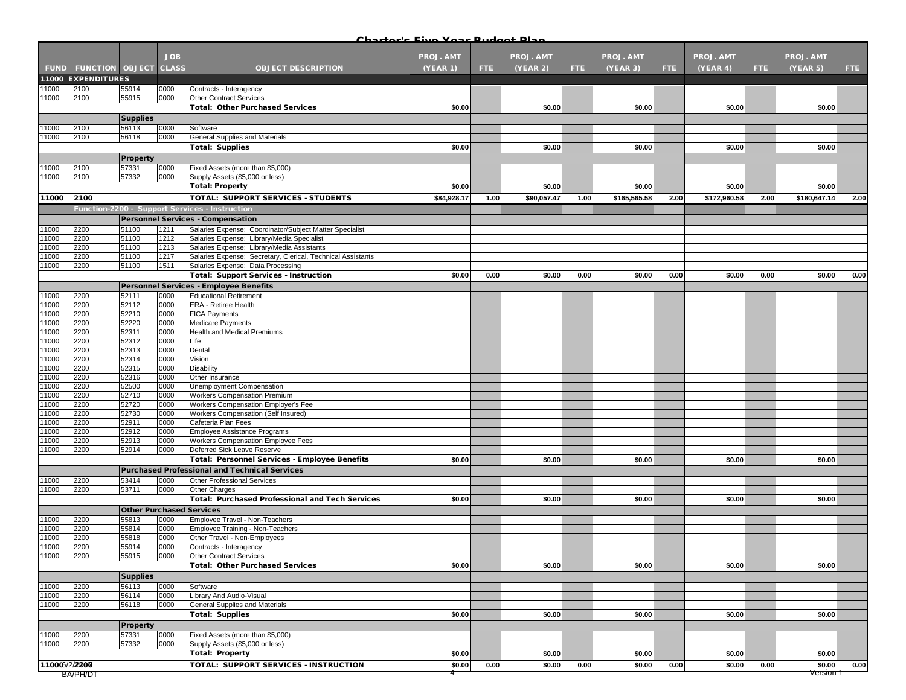## Charter's Five Year Budget Plan

| FUND | FUNCTION | OBJECT | JOB CLASS | OBJECT DESCRIPTION | PROJ. AMT (YEAR 1) | FTE | PROJ. AMT (YEAR 2) | FTE | PROJ. AMT (YEAR 3) | FTE | PROJ. AMT (YEAR 4) | FTE | PROJ. AMT (YEAR 5) | FTE |
|---|---|---|---|---|---|---|---|---|---|---|---|---|---|---|
| **11000 EXPENDITURES** | | | | | | | | | | | | | | |
| 11000 | 2100 | 55914 | 0000 | Contracts - Interagency | | | | | | | | | | |
| 11000 | 2100 | 55915 | 0000 | Other Contract Services | | | | | | | | | | |
| | | | | **Total: Other Purchased Services** | $0.00 | | $0.00 | | $0.00 | | $0.00 | | $0.00 | |
| | | **Supplies** | | | | | | | | | | | | |
| 11000 | 2100 | 56113 | 0000 | Software | | | | | | | | | | |
| 11000 | 2100 | 56118 | 0000 | General Supplies and Materials | | | | | | | | | | |
| | | | | **Total: Supplies** | $0.00 | | $0.00 | | $0.00 | | $0.00 | | $0.00 | |
| | | **Property** | | | | | | | | | | | | |
| 11000 | 2100 | 57331 | 0000 | Fixed Assets (more than $5,000) | | | | | | | | | | |
| 11000 | 2100 | 57332 | 0000 | Supply Assets ($5,000 or less) | | | | | | | | | | |
| | | | | **Total: Property** | $0.00 | | $0.00 | | $0.00 | | $0.00 | | $0.00 | |
| **11000** | **2100** | | | **TOTAL: SUPPORT SERVICES - STUDENTS** | $84,928.17 | 1.00 | $90,057.47 | 1.00 | $165,565.58 | 2.00 | $172,960.58 | 2.00 | $180,647.14 | 2.00 |
| | **Function-2200 - Support Services - Instruction** | | | | | | | | | | | | | |
| | | **Personnel Services - Compensation** | | | | | | | | | | | | |
| 11000 | 2200 | 51100 | 1211 | Salaries Expense: Coordinator/Subject Matter Specialist | | | | | | | | | | |
| 11000 | 2200 | 51100 | 1212 | Salaries Expense: Library/Media Specialist | | | | | | | | | | |
| 11000 | 2200 | 51100 | 1213 | Salaries Expense: Library/Media Assistants | | | | | | | | | | |
| 11000 | 2200 | 51100 | 1217 | Salaries Expense: Secretary, Clerical, Technical Assistants | | | | | | | | | | |
| 11000 | 2200 | 51100 | 1511 | Salaries Expense: Data Processing | | | | | | | | | | |
| | | | | **Total: Support Services - Instruction** | $0.00 | 0.00 | $0.00 | 0.00 | $0.00 | 0.00 | $0.00 | 0.00 | $0.00 | 0.00 |
| | | **Personnel Services - Employee Benefits** | | | | | | | | | | | | |
| 11000 | 2200 | 52111 | 0000 | Educational Retirement | | | | | | | | | | |
| 11000 | 2200 | 52112 | 0000 | ERA - Retiree Health | | | | | | | | | | |
| 11000 | 2200 | 52210 | 0000 | FICA Payments | | | | | | | | | | |
| 11000 | 2200 | 52220 | 0000 | Medicare Payments | | | | | | | | | | |
| 11000 | 2200 | 52311 | 0000 | Health and Medical Premiums | | | | | | | | | | |
| 11000 | 2200 | 52312 | 0000 | Life | | | | | | | | | | |
| 11000 | 2200 | 52313 | 0000 | Dental | | | | | | | | | | |
| 11000 | 2200 | 52314 | 0000 | Vision | | | | | | | | | | |
| 11000 | 2200 | 52315 | 0000 | Disability | | | | | | | | | | |
| 11000 | 2200 | 52316 | 0000 | Other Insurance | | | | | | | | | | |
| 11000 | 2200 | 52500 | 0000 | Unemployment Compensation | | | | | | | | | | |
| 11000 | 2200 | 52710 | 0000 | Workers Compensation Premium | | | | | | | | | | |
| 11000 | 2200 | 52720 | 0000 | Workers Compensation Employer's Fee | | | | | | | | | | |
| 11000 | 2200 | 52730 | 0000 | Workers Compensation (Self Insured) | | | | | | | | | | |
| 11000 | 2200 | 52911 | 0000 | Cafeteria Plan Fees | | | | | | | | | | |
| 11000 | 2200 | 52912 | 0000 | Employee Assistance Programs | | | | | | | | | | |
| 11000 | 2200 | 52913 | 0000 | Workers Compensation Employee Fees | | | | | | | | | | |
| 11000 | 2200 | 52914 | 0000 | Deferred Sick Leave Reserve | | | | | | | | | | |
| | | | | **Total: Personnel Services - Employee Benefits** | $0.00 | | $0.00 | | $0.00 | | $0.00 | | $0.00 | |
| | | **Purchased Professional and Technical Services** | | | | | | | | | | | | |
| 11000 | 2200 | 53414 | 0000 | Other Professional Services | | | | | | | | | | |
| 11000 | 2200 | 53711 | 0000 | Other Charges | | | | | | | | | | |
| | | | | **Total: Purchased Professional and Tech Services** | $0.00 | | $0.00 | | $0.00 | | $0.00 | | $0.00 | |
| | | **Other Purchased Services** | | | | | | | | | | | | |
| 11000 | 2200 | 55813 | 0000 | Employee Travel - Non-Teachers | | | | | | | | | | |
| 11000 | 2200 | 55814 | 0000 | Employee Training - Non-Teachers | | | | | | | | | | |
| 11000 | 2200 | 55818 | 0000 | Other Travel - Non-Employees | | | | | | | | | | |
| 11000 | 2200 | 55914 | 0000 | Contracts - Interagency | | | | | | | | | | |
| 11000 | 2200 | 55915 | 0000 | Other Contract Services | | | | | | | | | | |
| | | | | **Total: Other Purchased Services** | $0.00 | | $0.00 | | $0.00 | | $0.00 | | $0.00 | |
| | | **Supplies** | | | | | | | | | | | | |
| 11000 | 2200 | 56113 | 0000 | Software | | | | | | | | | | |
| 11000 | 2200 | 56114 | 0000 | Library And Audio-Visual | | | | | | | | | | |
| 11000 | 2200 | 56118 | 0000 | General Supplies and Materials | | | | | | | | | | |
| | | | | **Total: Supplies** | $0.00 | | $0.00 | | $0.00 | | $0.00 | | $0.00 | |
| | | **Property** | | | | | | | | | | | | |
| 11000 | 2200 | 57331 | 0000 | Fixed Assets (more than $5,000) | | | | | | | | | | |
| 11000 | 2200 | 57332 | 0000 | Supply Assets ($5,000 or less) | | | | | | | | | | |
| | | | | **Total: Property** | $0.00 | | $0.00 | | $0.00 | | $0.00 | | $0.00 | |
| **11000** | **2200** | | | **TOTAL: SUPPORT SERVICES - INSTRUCTION** | $0.00 | 0.00 | $0.00 | 0.00 | $0.00 | 0.00 | $0.00 | 0.00 | $0.00 | 0.00 |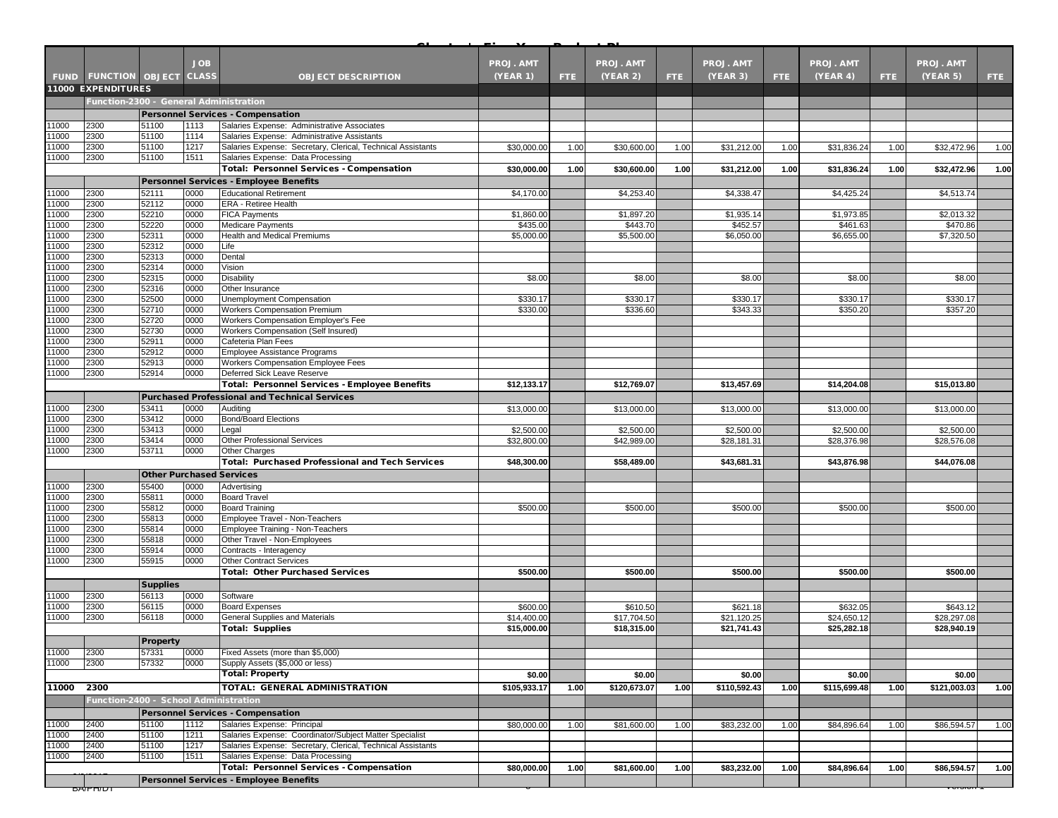| FUND | FUNCTION | OBJECT | JOB CLASS | OBJECT DESCRIPTION | PROJ. AMT (YEAR 1) | FTE | PROJ. AMT (YEAR 2) | FTE | PROJ. AMT (YEAR 3) | FTE | PROJ. AMT (YEAR 4) | FTE | PROJ. AMT (YEAR 5) | FTE |
|---|---|---|---|---|---|---|---|---|---|---|---|---|---|---|
| **11000 EXPENDITURES** | | | | | | | | | | | | | | |
| | **Function-2300 - General Administration** | | | | | | | | | | | | | |
| | | **Personnel Services - Compensation** | | | | | | | | | | | | |
| 11000 | 2300 | 51100 | 1113 | Salaries Expense: Administrative Associates | | | | | | | | | | |
| 11000 | 2300 | 51100 | 1114 | Salaries Expense: Administrative Assistants | | | | | | | | | | |
| 11000 | 2300 | 51100 | 1217 | Salaries Expense: Secretary, Clerical, Technical Assistants | $30,000.00 | 1.00 | $30,600.00 | 1.00 | $31,212.00 | 1.00 | $31,836.24 | 1.00 | $32,472.96 | 1.00 |
| 11000 | 2300 | 51100 | 1511 | Salaries Expense: Data Processing | | | | | | | | | | |
| | | | | **Total: Personnel Services - Compensation** | **$30,000.00** | **1.00** | **$30,600.00** | **1.00** | **$31,212.00** | **1.00** | **$31,836.24** | **1.00** | **$32,472.96** | **1.00** |
| | | **Personnel Services - Employee Benefits** | | | | | | | | | | | | |
| 11000 | 2300 | 52111 | 0000 | Educational Retirement | $4,170.00 | | $4,253.40 | | $4,338.47 | | $4,425.24 | | $4,513.74 | |
| 11000 | 2300 | 52112 | 0000 | ERA - Retiree Health | | | | | | | | | | |
| 11000 | 2300 | 52210 | 0000 | FICA Payments | $1,860.00 | | $1,897.20 | | $1,935.14 | | $1,973.85 | | $2,013.32 | |
| 11000 | 2300 | 52220 | 0000 | Medicare Payments | $435.00 | | $443.70 | | $452.57 | | $461.63 | | $470.86 | |
| 11000 | 2300 | 52311 | 0000 | Health and Medical Premiums | $5,000.00 | | $5,500.00 | | $6,050.00 | | $6,655.00 | | $7,320.50 | |
| 11000 | 2300 | 52312 | 0000 | Life | | | | | | | | | | |
| 11000 | 2300 | 52313 | 0000 | Dental | | | | | | | | | | |
| 11000 | 2300 | 52314 | 0000 | Vision | | | | | | | | | | |
| 11000 | 2300 | 52315 | 0000 | Disability | $8.00 | | $8.00 | | $8.00 | | $8.00 | | $8.00 | |
| 11000 | 2300 | 52316 | 0000 | Other Insurance | | | | | | | | | | |
| 11000 | 2300 | 52500 | 0000 | Unemployment Compensation | $330.17 | | $330.17 | | $330.17 | | $330.17 | | $330.17 | |
| 11000 | 2300 | 52710 | 0000 | Workers Compensation Premium | $330.00 | | $336.60 | | $343.33 | | $350.20 | | $357.20 | |
| 11000 | 2300 | 52720 | 0000 | Workers Compensation Employer's Fee | | | | | | | | | | |
| 11000 | 2300 | 52730 | 0000 | Workers Compensation (Self Insured) | | | | | | | | | | |
| 11000 | 2300 | 52911 | 0000 | Cafeteria Plan Fees | | | | | | | | | | |
| 11000 | 2300 | 52912 | 0000 | Employee Assistance Programs | | | | | | | | | | |
| 11000 | 2300 | 52913 | 0000 | Workers Compensation Employee Fees | | | | | | | | | | |
| 11000 | 2300 | 52914 | 0000 | Deferred Sick Leave Reserve | | | | | | | | | | |
| | | | | **Total: Personnel Services - Employee Benefits** | **$12,133.17** | | **$12,769.07** | | **$13,457.69** | | **$14,204.08** | | **$15,013.80** | |
| | | **Purchased Professional and Technical Services** | | | | | | | | | | | | |
| 11000 | 2300 | 53411 | 0000 | Auditing | $13,000.00 | | $13,000.00 | | $13,000.00 | | $13,000.00 | | $13,000.00 | |
| 11000 | 2300 | 53412 | 0000 | Bond/Board Elections | | | | | | | | | | |
| 11000 | 2300 | 53413 | 0000 | Legal | $2,500.00 | | $2,500.00 | | $2,500.00 | | $2,500.00 | | $2,500.00 | |
| 11000 | 2300 | 53414 | 0000 | Other Professional Services | $32,800.00 | | $42,989.00 | | $28,181.31 | | $28,376.98 | | $28,576.08 | |
| 11000 | 2300 | 53711 | 0000 | Other Charges | | | | | | | | | | |
| | | | | **Total: Purchased Professional and Tech Services** | **$48,300.00** | | **$58,489.00** | | **$43,681.31** | | **$43,876.98** | | **$44,076.08** | |
| | | **Other Purchased Services** | | | | | | | | | | | | |
| 11000 | 2300 | 55400 | 0000 | Advertising | | | | | | | | | | |
| 11000 | 2300 | 55811 | 0000 | Board Travel | | | | | | | | | | |
| 11000 | 2300 | 55812 | 0000 | Board Training | $500.00 | | $500.00 | | $500.00 | | $500.00 | | $500.00 | |
| 11000 | 2300 | 55813 | 0000 | Employee Travel - Non-Teachers | | | | | | | | | | |
| 11000 | 2300 | 55814 | 0000 | Employee Training - Non-Teachers | | | | | | | | | | |
| 11000 | 2300 | 55818 | 0000 | Other Travel - Non-Employees | | | | | | | | | | |
| 11000 | 2300 | 55914 | 0000 | Contracts - Interagency | | | | | | | | | | |
| 11000 | 2300 | 55915 | 0000 | Other Contract Services | | | | | | | | | | |
| | | | | **Total: Other Purchased Services** | **$500.00** | | **$500.00** | | **$500.00** | | **$500.00** | | **$500.00** | |
| | | **Supplies** | | | | | | | | | | | | |
| 11000 | 2300 | 56113 | 0000 | Software | | | | | | | | | | |
| 11000 | 2300 | 56115 | 0000 | Board Expenses | $600.00 | | $610.50 | | $621.18 | | $632.05 | | $643.12 | |
| 11000 | 2300 | 56118 | 0000 | General Supplies and Materials | $14,400.00 | | $17,704.50 | | $21,120.25 | | $24,650.12 | | $28,297.08 | |
| | | | | **Total: Supplies** | **$15,000.00** | | **$18,315.00** | | **$21,741.43** | | **$25,282.18** | | **$28,940.19** | |
| | | **Property** | | | | | | | | | | | | |
| 11000 | 2300 | 57331 | 0000 | Fixed Assets (more than $5,000) | | | | | | | | | | |
| 11000 | 2300 | 57332 | 0000 | Supply Assets ($5,000 or less) | | | | | | | | | | |
| | | | | **Total: Property** | **$0.00** | | **$0.00** | | **$0.00** | | **$0.00** | | **$0.00** | |
| **11000** | **2300** | | | **TOTAL: GENERAL ADMINISTRATION** | **$105,933.17** | **1.00** | **$120,673.07** | **1.00** | **$110,592.43** | **1.00** | **$115,699.48** | **1.00** | **$121,003.03** | **1.00** |
| | **Function-2400 - School Administration** | | | | | | | | | | | | | |
| | | **Personnel Services - Compensation** | | | | | | | | | | | | |
| 11000 | 2400 | 51100 | 1112 | Salaries Expense: Principal | $80,000.00 | 1.00 | $81,600.00 | 1.00 | $83,232.00 | 1.00 | $84,896.64 | 1.00 | $86,594.57 | 1.00 |
| 11000 | 2400 | 51100 | 1211 | Salaries Expense: Coordinator/Subject Matter Specialist | | | | | | | | | | |
| 11000 | 2400 | 51100 | 1217 | Salaries Expense: Secretary, Clerical, Technical Assistants | | | | | | | | | | |
| 11000 | 2400 | 51100 | 1511 | Salaries Expense: Data Processing | | | | | | | | | | |
| | | | | **Total: Personnel Services - Compensation** | **$80,000.00** | **1.00** | **$81,600.00** | **1.00** | **$83,232.00** | **1.00** | **$84,896.64** | **1.00** | **$86,594.57** | **1.00** |
| | | **Personnel Services - Employee Benefits** | | | | | | | | | | | | |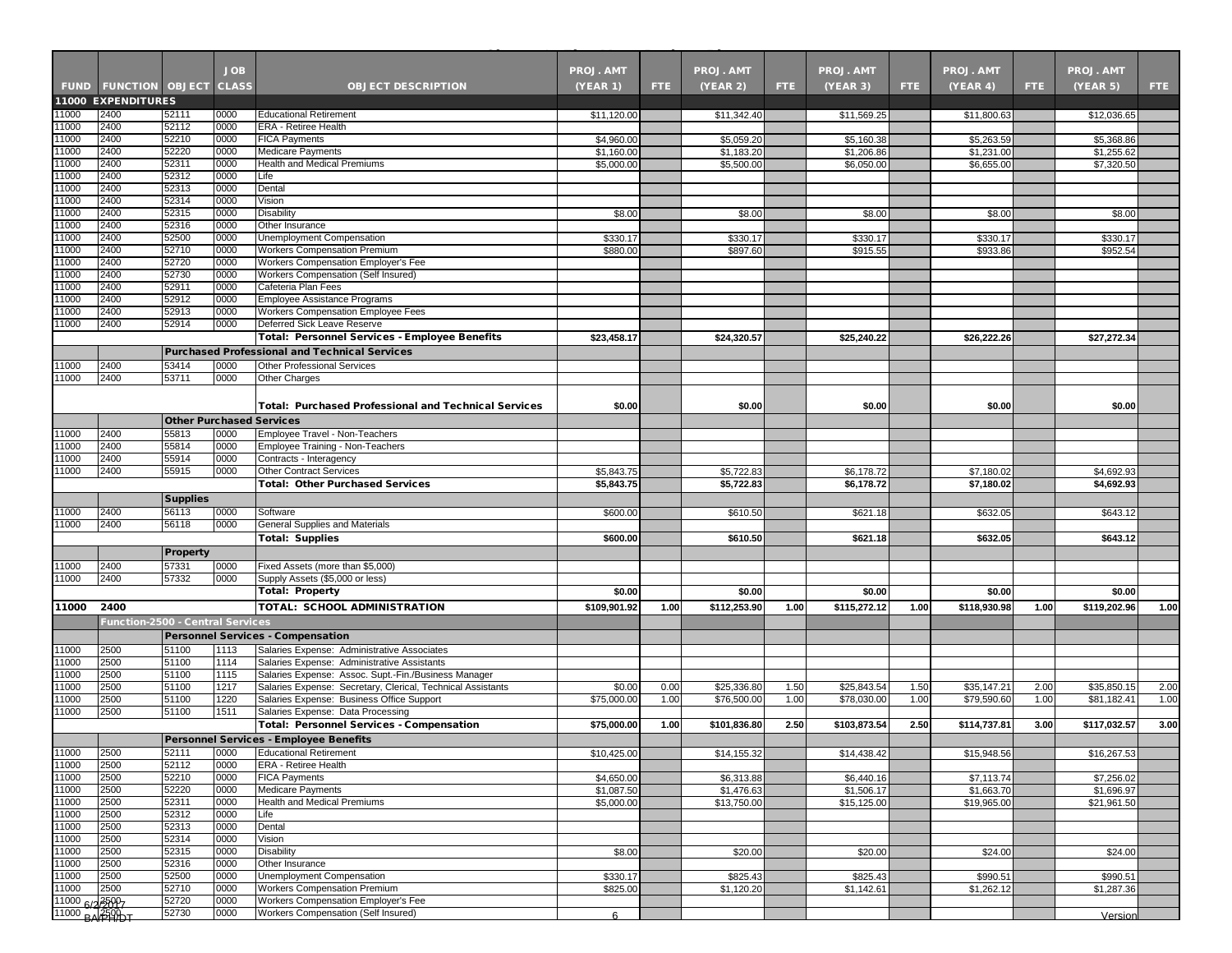| FUND | FUNCTION | OBJECT | JOB CLASS | OBJECT DESCRIPTION | PROJ. AMT (YEAR 1) | FTE | PROJ. AMT (YEAR 2) | FTE | PROJ. AMT (YEAR 3) | FTE | PROJ. AMT (YEAR 4) | FTE | PROJ. AMT (YEAR 5) | FTE |
|---|---|---|---|---|---|---|---|---|---|---|---|---|---|---|
| **11000 EXPENDITURES** | | | | | | | | | | | | | | |
| 11000 | 2400 | 52111 | 0000 | Educational Retirement | $11,120.00 | | $11,342.40 | | $11,569.25 | | $11,800.63 | | $12,036.65 | |
| 11000 | 2400 | 52112 | 0000 | ERA - Retiree Health | | | | | | | | | | |
| 11000 | 2400 | 52210 | 0000 | FICA Payments | $4,960.00 | | $5,059.20 | | $5,160.38 | | $5,263.59 | | $5,368.86 | |
| 11000 | 2400 | 52220 | 0000 | Medicare Payments | $1,160.00 | | $1,183.20 | | $1,206.86 | | $1,231.00 | | $1,255.62 | |
| 11000 | 2400 | 52311 | 0000 | Health and Medical Premiums | $5,000.00 | | $5,500.00 | | $6,050.00 | | $6,655.00 | | $7,320.50 | |
| 11000 | 2400 | 52312 | 0000 | Life | | | | | | | | | | |
| 11000 | 2400 | 52313 | 0000 | Dental | | | | | | | | | | |
| 11000 | 2400 | 52314 | 0000 | Vision | | | | | | | | | | |
| 11000 | 2400 | 52315 | 0000 | Disability | $8.00 | | $8.00 | | $8.00 | | $8.00 | | $8.00 | |
| 11000 | 2400 | 52316 | 0000 | Other Insurance | | | | | | | | | | |
| 11000 | 2400 | 52500 | 0000 | Unemployment Compensation | $330.17 | | $330.17 | | $330.17 | | $330.17 | | $330.17 | |
| 11000 | 2400 | 52710 | 0000 | Workers Compensation Premium | $880.00 | | $897.60 | | $915.55 | | $933.86 | | $952.54 | |
| 11000 | 2400 | 52720 | 0000 | Workers Compensation Employer's Fee | | | | | | | | | | |
| 11000 | 2400 | 52730 | 0000 | Workers Compensation (Self Insured) | | | | | | | | | | |
| 11000 | 2400 | 52911 | 0000 | Cafeteria Plan Fees | | | | | | | | | | |
| 11000 | 2400 | 52912 | 0000 | Employee Assistance Programs | | | | | | | | | | |
| 11000 | 2400 | 52913 | 0000 | Workers Compensation Employee Fees | | | | | | | | | | |
| 11000 | 2400 | 52914 | 0000 | Deferred Sick Leave Reserve | | | | | | | | | | |
| | | | | **Total: Personnel Services - Employee Benefits** | **$23,458.17** | | **$24,320.57** | | **$25,240.22** | | **$26,222.26** | | **$27,272.34** | |
| | | | | **Purchased Professional and Technical Services** | | | | | | | | | | |
| 11000 | 2400 | 53414 | 0000 | Other Professional Services | | | | | | | | | | |
| 11000 | 2400 | 53711 | 0000 | Other Charges | | | | | | | | | | |
| | | | | **Total: Purchased Professional and Technical Services** | **$0.00** | | **$0.00** | | **$0.00** | | **$0.00** | | **$0.00** | |
| | | **Other Purchased Services** | | | | | | | | | | | | |
| 11000 | 2400 | 55813 | 0000 | Employee Travel - Non-Teachers | | | | | | | | | | |
| 11000 | 2400 | 55814 | 0000 | Employee Training - Non-Teachers | | | | | | | | | | |
| 11000 | 2400 | 55914 | 0000 | Contracts - Interagency | | | | | | | | | | |
| 11000 | 2400 | 55915 | 0000 | Other Contract Services | $5,843.75 | | $5,722.83 | | $6,178.72 | | $7,180.02 | | $4,692.93 | |
| | | | | **Total: Other Purchased Services** | **$5,843.75** | | **$5,722.83** | | **$6,178.72** | | **$7,180.02** | | **$4,692.93** | |
| | | **Supplies** | | | | | | | | | | | | |
| 11000 | 2400 | 56113 | 0000 | Software | $600.00 | | $610.50 | | $621.18 | | $632.05 | | $643.12 | |
| 11000 | 2400 | 56118 | 0000 | General Supplies and Materials | | | | | | | | | | |
| | | | | **Total: Supplies** | **$600.00** | | **$610.50** | | **$621.18** | | **$632.05** | | **$643.12** | |
| | | **Property** | | | | | | | | | | | | |
| 11000 | 2400 | 57331 | 0000 | Fixed Assets (more than $5,000) | | | | | | | | | | |
| 11000 | 2400 | 57332 | 0000 | Supply Assets ($5,000 or less) | | | | | | | | | | |
| | | | | **Total: Property** | **$0.00** | | **$0.00** | | **$0.00** | | **$0.00** | | **$0.00** | |
| **11000** | **2400** | | | **TOTAL: SCHOOL ADMINISTRATION** | **$109,901.92** | **1.00** | **$112,253.90** | **1.00** | **$115,272.12** | **1.00** | **$118,930.98** | **1.00** | **$119,202.96** | **1.00** |
| | **Function-2500 - Central Services** | | | | | | | | | | | | | |
| | | | | **Personnel Services - Compensation** | | | | | | | | | | |
| 11000 | 2500 | 51100 | 1113 | Salaries Expense: Administrative Associates | | | | | | | | | | |
| 11000 | 2500 | 51100 | 1114 | Salaries Expense: Administrative Assistants | | | | | | | | | | |
| 11000 | 2500 | 51100 | 1115 | Salaries Expense: Assoc. Supt.-Fin./Business Manager | | | | | | | | | | |
| 11000 | 2500 | 51100 | 1217 | Salaries Expense: Secretary, Clerical, Technical Assistants | $0.00 | 0.00 | $25,336.80 | 1.50 | $25,843.54 | 1.50 | $35,147.21 | 2.00 | $35,850.15 | 2.00 |
| 11000 | 2500 | 51100 | 1220 | Salaries Expense: Business Office Support | $75,000.00 | 1.00 | $76,500.00 | 1.00 | $78,030.00 | 1.00 | $79,590.60 | 1.00 | $81,182.41 | 1.00 |
| 11000 | 2500 | 51100 | 1511 | Salaries Expense: Data Processing | | | | | | | | | | |
| | | | | **Total: Personnel Services - Compensation** | **$75,000.00** | **1.00** | **$101,836.80** | **2.50** | **$103,873.54** | **2.50** | **$114,737.81** | **3.00** | **$117,032.57** | **3.00** |
| | | | | **Personnel Services - Employee Benefits** | | | | | | | | | | |
| 11000 | 2500 | 52111 | 0000 | Educational Retirement | $10,425.00 | | $14,155.32 | | $14,438.42 | | $15,948.56 | | $16,267.53 | |
| 11000 | 2500 | 52112 | 0000 | ERA - Retiree Health | | | | | | | | | | |
| 11000 | 2500 | 52210 | 0000 | FICA Payments | $4,650.00 | | $6,313.88 | | $6,440.16 | | $7,113.74 | | $7,256.02 | |
| 11000 | 2500 | 52220 | 0000 | Medicare Payments | $1,087.50 | | $1,476.63 | | $1,506.17 | | $1,663.70 | | $1,696.97 | |
| 11000 | 2500 | 52311 | 0000 | Health and Medical Premiums | $5,000.00 | | $13,750.00 | | $15,125.00 | | $19,965.00 | | $21,961.50 | |
| 11000 | 2500 | 52312 | 0000 | Life | | | | | | | | | | |
| 11000 | 2500 | 52313 | 0000 | Dental | | | | | | | | | | |
| 11000 | 2500 | 52314 | 0000 | Vision | | | | | | | | | | |
| 11000 | 2500 | 52315 | 0000 | Disability | $8.00 | | $20.00 | | $20.00 | | $24.00 | | $24.00 | |
| 11000 | 2500 | 52316 | 0000 | Other Insurance | | | | | | | | | | |
| 11000 | 2500 | 52500 | 0000 | Unemployment Compensation | $330.17 | | $825.43 | | $825.43 | | $990.51 | | $990.51 | |
| 11000 | 2500 | 52710 | 0000 | Workers Compensation Premium | $825.00 | | $1,120.20 | | $1,142.61 | | $1,262.12 | | $1,287.36 | |
| 11000 | 2500 | 52720 | 0000 | Workers Compensation Employer's Fee | | | | | | | | | | |
| 11000 | 2500 | 52730 | 0000 | Workers Compensation (Self Insured) | | | | | | | | | | |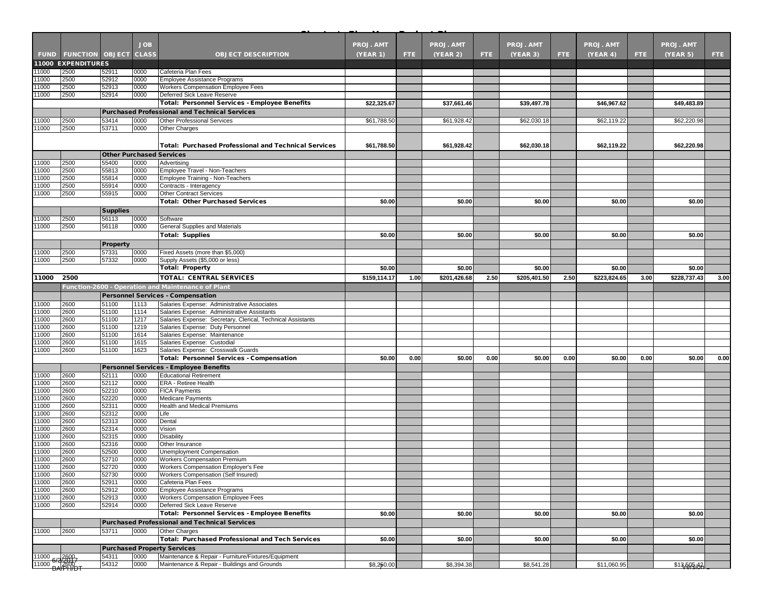| FUND | FUNCTION | OBJECT | JOB CLASS | OBJECT DESCRIPTION | PROJ. AMT (YEAR 1) | FTE | PROJ. AMT (YEAR 2) | FTE | PROJ. AMT (YEAR 3) | FTE | PROJ. AMT (YEAR 4) | FTE | PROJ. AMT (YEAR 5) | FTE |
|---|---|---|---|---|---|---|---|---|---|---|---|---|---|---|
| **11000 EXPENDITURES** | | | | | | | | | | | | | | |
| 11000 | 2500 | 52911 | 0000 | Cafeteria Plan Fees | | | | | | | | | | |
| 11000 | 2500 | 52912 | 0000 | Employee Assistance Programs | | | | | | | | | | |
| 11000 | 2500 | 52913 | 0000 | Workers Compensation Employee Fees | | | | | | | | | | |
| 11000 | 2500 | 52914 | 0000 | Deferred Sick Leave Reserve | | | | | | | | | | |
| | | | | **Total: Personnel Services - Employee Benefits** | $22,325.67 | | $37,661.46 | | $39,497.78 | | $46,967.62 | | $49,483.89 | |
| | | **Purchased Professional and Technical Services** | | | | | | | | | | | | |
| 11000 | 2500 | 53414 | 0000 | Other Professional Services | $61,788.50 | | $61,928.42 | | $62,030.18 | | $62,119.22 | | $62,220.98 | |
| 11000 | 2500 | 53711 | 0000 | Other Charges | | | | | | | | | | |
| | | | | **Total: Purchased Professional and Technical Services** | $61,788.50 | | $61,928.42 | | $62,030.18 | | $62,119.22 | | $62,220.98 | |
| | | **Other Purchased Services** | | | | | | | | | | | | |
| 11000 | 2500 | 55400 | 0000 | Advertising | | | | | | | | | | |
| 11000 | 2500 | 55813 | 0000 | Employee Travel - Non-Teachers | | | | | | | | | | |
| 11000 | 2500 | 55814 | 0000 | Employee Training - Non-Teachers | | | | | | | | | | |
| 11000 | 2500 | 55914 | 0000 | Contracts - Interagency | | | | | | | | | | |
| 11000 | 2500 | 55915 | 0000 | Other Contract Services | | | | | | | | | | |
| | | | | **Total: Other Purchased Services** | $0.00 | | $0.00 | | $0.00 | | $0.00 | | $0.00 | |
| | | **Supplies** | | | | | | | | | | | | |
| 11000 | 2500 | 56113 | 0000 | Software | | | | | | | | | | |
| 11000 | 2500 | 56118 | 0000 | General Supplies and Materials | | | | | | | | | | |
| | | | | **Total: Supplies** | $0.00 | | $0.00 | | $0.00 | | $0.00 | | $0.00 | |
| | | **Property** | | | | | | | | | | | | |
| 11000 | 2500 | 57331 | 0000 | Fixed Assets (more than $5,000) | | | | | | | | | | |
| 11000 | 2500 | 57332 | 0000 | Supply Assets ($5,000 or less) | | | | | | | | | | |
| | | | | **Total: Property** | $0.00 | | $0.00 | | $0.00 | | $0.00 | | $0.00 | |
| **11000** | **2500** | | | **TOTAL: CENTRAL SERVICES** | $159,114.17 | 1.00 | $201,426.68 | 2.50 | $205,401.50 | 2.50 | $223,824.65 | 3.00 | $228,737.43 | 3.00 |
| | **Function-2600 - Operation and Maintenance of Plant** | | | | | | | | | | | | | |
| | | **Personnel Services - Compensation** | | | | | | | | | | | | |
| 11000 | 2600 | 51100 | 1113 | Salaries Expense: Administrative Associates | | | | | | | | | | |
| 11000 | 2600 | 51100 | 1114 | Salaries Expense: Administrative Assistants | | | | | | | | | | |
| 11000 | 2600 | 51100 | 1217 | Salaries Expense: Secretary, Clerical, Technical Assistants | | | | | | | | | | |
| 11000 | 2600 | 51100 | 1219 | Salaries Expense: Duty Personnel | | | | | | | | | | |
| 11000 | 2600 | 51100 | 1614 | Salaries Expense: Maintenance | | | | | | | | | | |
| 11000 | 2600 | 51100 | 1615 | Salaries Expense: Custodial | | | | | | | | | | |
| 11000 | 2600 | 51100 | 1623 | Salaries Expense: Crosswalk Guards | | | | | | | | | | |
| | | | | **Total: Personnel Services - Compensation** | $0.00 | 0.00 | $0.00 | 0.00 | $0.00 | 0.00 | $0.00 | 0.00 | $0.00 | 0.00 |
| | | **Personnel Services - Employee Benefits** | | | | | | | | | | | | |
| 11000 | 2600 | 52111 | 0000 | Educational Retirement | | | | | | | | | | |
| 11000 | 2600 | 52112 | 0000 | ERA - Retiree Health | | | | | | | | | | |
| 11000 | 2600 | 52210 | 0000 | FICA Payments | | | | | | | | | | |
| 11000 | 2600 | 52220 | 0000 | Medicare Payments | | | | | | | | | | |
| 11000 | 2600 | 52311 | 0000 | Health and Medical Premiums | | | | | | | | | | |
| 11000 | 2600 | 52312 | 0000 | Life | | | | | | | | | | |
| 11000 | 2600 | 52313 | 0000 | Dental | | | | | | | | | | |
| 11000 | 2600 | 52314 | 0000 | Vision | | | | | | | | | | |
| 11000 | 2600 | 52315 | 0000 | Disability | | | | | | | | | | |
| 11000 | 2600 | 52316 | 0000 | Other Insurance | | | | | | | | | | |
| 11000 | 2600 | 52500 | 0000 | Unemployment Compensation | | | | | | | | | | |
| 11000 | 2600 | 52710 | 0000 | Workers Compensation Premium | | | | | | | | | | |
| 11000 | 2600 | 52720 | 0000 | Workers Compensation Employer's Fee | | | | | | | | | | |
| 11000 | 2600 | 52730 | 0000 | Workers Compensation (Self Insured) | | | | | | | | | | |
| 11000 | 2600 | 52911 | 0000 | Cafeteria Plan Fees | | | | | | | | | | |
| 11000 | 2600 | 52912 | 0000 | Employee Assistance Programs | | | | | | | | | | |
| 11000 | 2600 | 52913 | 0000 | Workers Compensation Employee Fees | | | | | | | | | | |
| 11000 | 2600 | 52914 | 0000 | Deferred Sick Leave Reserve | | | | | | | | | | |
| | | | | **Total: Personnel Services - Employee Benefits** | $0.00 | | $0.00 | | $0.00 | | $0.00 | | $0.00 | |
| | | **Purchased Professional and Technical Services** | | | | | | | | | | | | |
| 11000 | 2600 | 53711 | 0000 | Other Charges | | | | | | | | | | |
| | | | | **Total: Purchased Professional and Tech Services** | $0.00 | | $0.00 | | $0.00 | | $0.00 | | $0.00 | |
| | | **Purchased Property Services** | | | | | | | | | | | | |
| 11000 | 2600 | 54311 | 0000 | Maintenance & Repair - Furniture/Fixtures/Equipment | | | | | | | | | | |
| 11000 | 2600 | 54312 | 0000 | Maintenance & Repair - Buildings and Grounds | $8,250.00 | | $8,394.38 | | $8,541.28 | | $11,060.95 | | $13,505.42 | |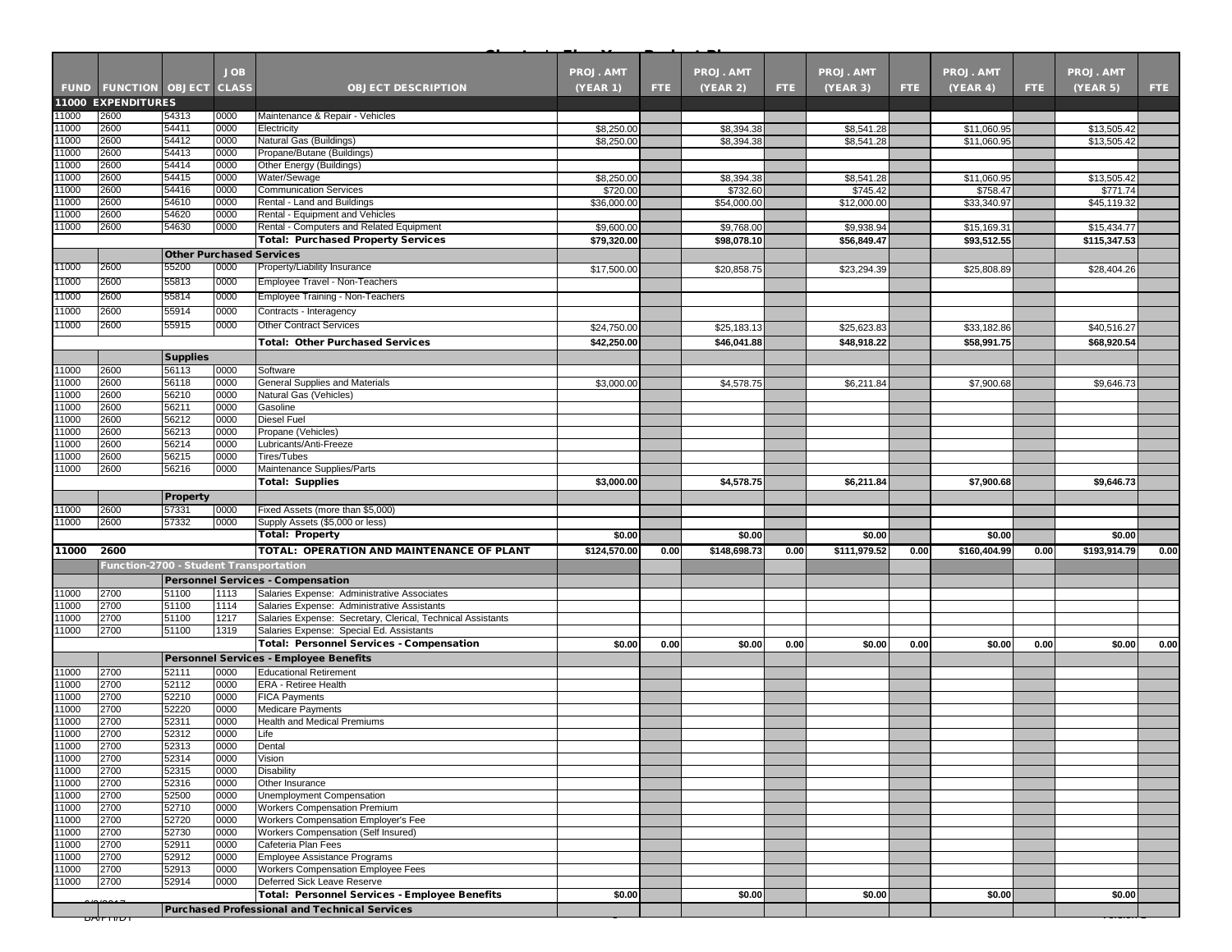| FUND | FUNCTION | OBJECT | JOB CLASS | OBJECT DESCRIPTION | PROJ. AMT (YEAR 1) | FTE | PROJ. AMT (YEAR 2) | FTE | PROJ. AMT (YEAR 3) | FTE | PROJ. AMT (YEAR 4) | FTE | PROJ. AMT (YEAR 5) | FTE |
|---|---|---|---|---|---|---|---|---|---|---|---|---|---|---|
| **11000 EXPENDITURES** | | | | | | | | | | | | | | |
| 11000 | 2600 | 54313 | 0000 | Maintenance & Repair - Vehicles | | | | | | | | | | |
| 11000 | 2600 | 54411 | 0000 | Electricity | $8,250.00 | | $8,394.38 | | $8,541.28 | | $11,060.95 | | $13,505.42 | |
| 11000 | 2600 | 54412 | 0000 | Natural Gas (Buildings) | $8,250.00 | | $8,394.38 | | $8,541.28 | | $11,060.95 | | $13,505.42 | |
| 11000 | 2600 | 54413 | 0000 | Propane/Butane (Buildings) | | | | | | | | | | |
| 11000 | 2600 | 54414 | 0000 | Other Energy (Buildings) | | | | | | | | | | |
| 11000 | 2600 | 54415 | 0000 | Water/Sewage | $8,250.00 | | $8,394.38 | | $8,541.28 | | $11,060.95 | | $13,505.42 | |
| 11000 | 2600 | 54416 | 0000 | Communication Services | $720.00 | | $732.60 | | $745.42 | | $758.47 | | $771.74 | |
| 11000 | 2600 | 54610 | 0000 | Rental - Land and Buildings | $36,000.00 | | $54,000.00 | | $12,000.00 | | $33,340.97 | | $45,119.32 | |
| 11000 | 2600 | 54620 | 0000 | Rental - Equipment and Vehicles | | | | | | | | | | |
| 11000 | 2600 | 54630 | 0000 | Rental - Computers and Related Equipment | $9,600.00 | | $9,768.00 | | $9,938.94 | | $15,169.31 | | $15,434.77 | |
| | | | | **Total: Purchased Property Services** | **$79,320.00** | | **$98,078.10** | | **$56,849.47** | | **$93,512.55** | | **$115,347.53** | |
| | | **Other Purchased Services** | | | | | | | | | | | | |
| 11000 | 2600 | 55200 | 0000 | Property/Liability Insurance | $17,500.00 | | $20,858.75 | | $23,294.39 | | $25,808.89 | | $28,404.26 | |
| 11000 | 2600 | 55813 | 0000 | Employee Travel - Non-Teachers | | | | | | | | | | |
| 11000 | 2600 | 55814 | 0000 | Employee Training - Non-Teachers | | | | | | | | | | |
| 11000 | 2600 | 55914 | 0000 | Contracts - Interagency | | | | | | | | | | |
| 11000 | 2600 | 55915 | 0000 | Other Contract Services | $24,750.00 | | $25,183.13 | | $25,623.83 | | $33,182.86 | | $40,516.27 | |
| | | | | **Total: Other Purchased Services** | **$42,250.00** | | **$46,041.88** | | **$48,918.22** | | **$58,991.75** | | **$68,920.54** | |
| | | **Supplies** | | | | | | | | | | | | |
| 11000 | 2600 | 56113 | 0000 | Software | | | | | | | | | | |
| 11000 | 2600 | 56118 | 0000 | General Supplies and Materials | $3,000.00 | | $4,578.75 | | $6,211.84 | | $7,900.68 | | $9,646.73 | |
| 11000 | 2600 | 56210 | 0000 | Natural Gas (Vehicles) | | | | | | | | | | |
| 11000 | 2600 | 56211 | 0000 | Gasoline | | | | | | | | | | |
| 11000 | 2600 | 56212 | 0000 | Diesel Fuel | | | | | | | | | | |
| 11000 | 2600 | 56213 | 0000 | Propane (Vehicles) | | | | | | | | | | |
| 11000 | 2600 | 56214 | 0000 | Lubricants/Anti-Freeze | | | | | | | | | | |
| 11000 | 2600 | 56215 | 0000 | Tires/Tubes | | | | | | | | | | |
| 11000 | 2600 | 56216 | 0000 | Maintenance Supplies/Parts | | | | | | | | | | |
| | | | | **Total: Supplies** | **$3,000.00** | | **$4,578.75** | | **$6,211.84** | | **$7,900.68** | | **$9,646.73** | |
| | | **Property** | | | | | | | | | | | | |
| 11000 | 2600 | 57331 | 0000 | Fixed Assets (more than $5,000) | | | | | | | | | | |
| 11000 | 2600 | 57332 | 0000 | Supply Assets ($5,000 or less) | | | | | | | | | | |
| | | | | **Total: Property** | **$0.00** | | **$0.00** | | **$0.00** | | **$0.00** | | **$0.00** | |
| **11000** | **2600** | | | **TOTAL: OPERATION AND MAINTENANCE OF PLANT** | **$124,570.00** | **0.00** | **$148,698.73** | **0.00** | **$111,979.52** | **0.00** | **$160,404.99** | **0.00** | **$193,914.79** | **0.00** |
| | **Function-2700 - Student Transportation** | | | | | | | | | | | | | |
| | | **Personnel Services - Compensation** | | | | | | | | | | | | |
| 11000 | 2700 | 51100 | 1113 | Salaries Expense: Administrative Associates | | | | | | | | | | |
| 11000 | 2700 | 51100 | 1114 | Salaries Expense: Administrative Assistants | | | | | | | | | | |
| 11000 | 2700 | 51100 | 1217 | Salaries Expense: Secretary, Clerical, Technical Assistants | | | | | | | | | | |
| 11000 | 2700 | 51100 | 1319 | Salaries Expense: Special Ed. Assistants | | | | | | | | | | |
| | | | | **Total: Personnel Services - Compensation** | **$0.00** | **0.00** | **$0.00** | **0.00** | **$0.00** | **0.00** | **$0.00** | **0.00** | **$0.00** | **0.00** |
| | | **Personnel Services - Employee Benefits** | | | | | | | | | | | | |
| 11000 | 2700 | 52111 | 0000 | Educational Retirement | | | | | | | | | | |
| 11000 | 2700 | 52112 | 0000 | ERA - Retiree Health | | | | | | | | | | |
| 11000 | 2700 | 52210 | 0000 | FICA Payments | | | | | | | | | | |
| 11000 | 2700 | 52220 | 0000 | Medicare Payments | | | | | | | | | | |
| 11000 | 2700 | 52311 | 0000 | Health and Medical Premiums | | | | | | | | | | |
| 11000 | 2700 | 52312 | 0000 | Life | | | | | | | | | | |
| 11000 | 2700 | 52313 | 0000 | Dental | | | | | | | | | | |
| 11000 | 2700 | 52314 | 0000 | Vision | | | | | | | | | | |
| 11000 | 2700 | 52315 | 0000 | Disability | | | | | | | | | | |
| 11000 | 2700 | 52316 | 0000 | Other Insurance | | | | | | | | | | |
| 11000 | 2700 | 52500 | 0000 | Unemployment Compensation | | | | | | | | | | |
| 11000 | 2700 | 52710 | 0000 | Workers Compensation Premium | | | | | | | | | | |
| 11000 | 2700 | 52720 | 0000 | Workers Compensation Employer's Fee | | | | | | | | | | |
| 11000 | 2700 | 52730 | 0000 | Workers Compensation (Self Insured) | | | | | | | | | | |
| 11000 | 2700 | 52911 | 0000 | Cafeteria Plan Fees | | | | | | | | | | |
| 11000 | 2700 | 52912 | 0000 | Employee Assistance Programs | | | | | | | | | | |
| 11000 | 2700 | 52913 | 0000 | Workers Compensation Employee Fees | | | | | | | | | | |
| 11000 | 2700 | 52914 | 0000 | Deferred Sick Leave Reserve | | | | | | | | | | |
| | | | | **Total: Personnel Services - Employee Benefits** | **$0.00** | | **$0.00** | | **$0.00** | | **$0.00** | | **$0.00** | |
| | | **Purchased Professional and Technical Services** | | | | | | | | | | | | |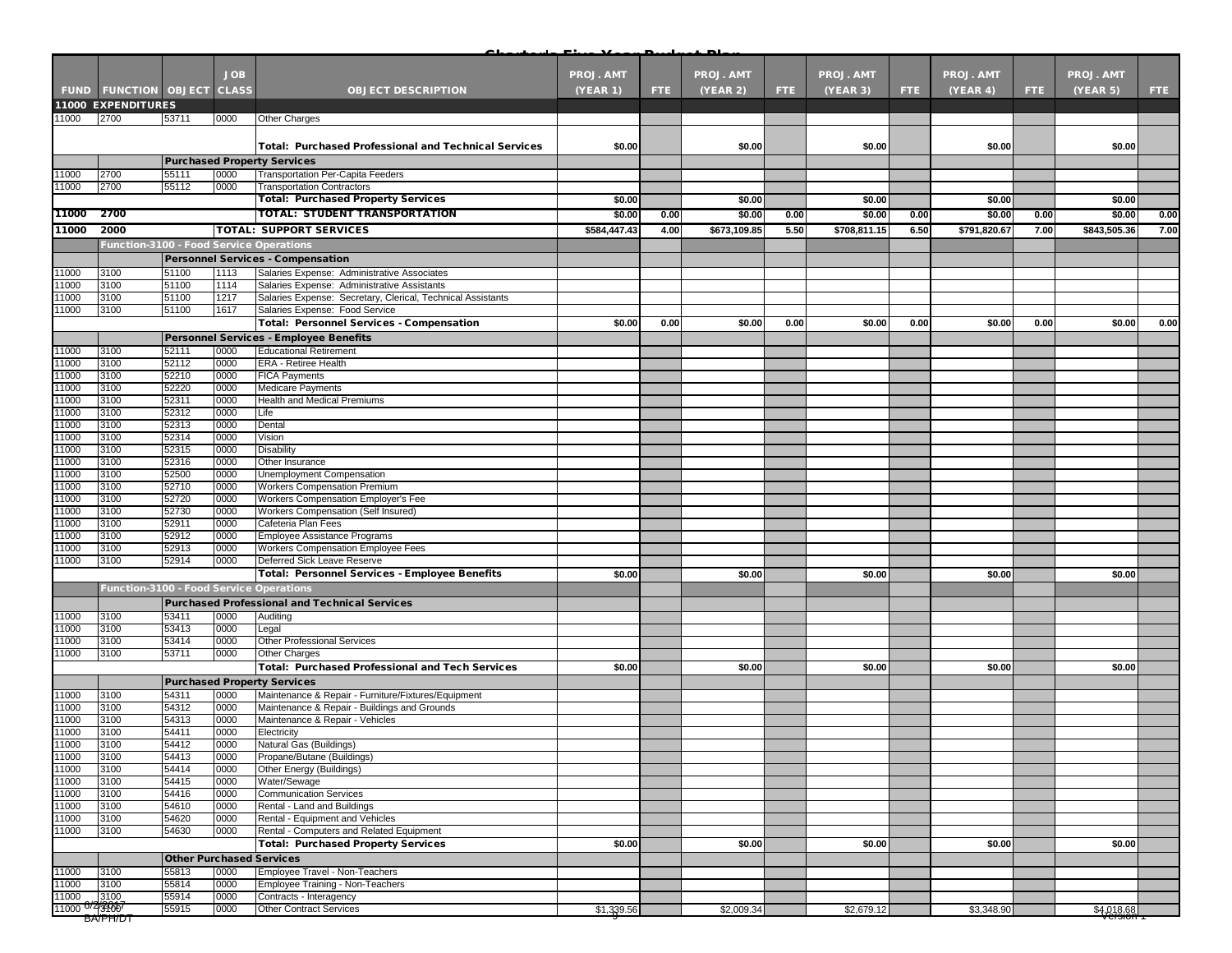## Charter's Five Year Budget Plan

| FUND | FUNCTION | OBJECT | JOB CLASS | OBJECT DESCRIPTION | PROJ. AMT (YEAR 1) | FTE | PROJ. AMT (YEAR 2) | FTE | PROJ. AMT (YEAR 3) | FTE | PROJ. AMT (YEAR 4) | FTE | PROJ. AMT (YEAR 5) | FTE |
|---|---|---|---|---|---|---|---|---|---|---|---|---|---|---|
| **11000 EXPENDITURES** | | | | | | | | | | | | | | |
| 11000 | 2700 | 53711 | 0000 | Other Charges | | | | | | | | | | |
| | | | | **Total: Purchased Professional and Technical Services** | $0.00 | | $0.00 | | $0.00 | | $0.00 | | $0.00 | |
| | | **Purchased Property Services** | | | | | | | | | | | | |
| 11000 | 2700 | 55111 | 0000 | Transportation Per-Capita Feeders | | | | | | | | | | |
| 11000 | 2700 | 55112 | 0000 | Transportation Contractors | | | | | | | | | | |
| | | | | **Total: Purchased Property Services** | $0.00 | | $0.00 | | $0.00 | | $0.00 | | $0.00 | |
| **11000** | **2700** | | | **TOTAL: STUDENT TRANSPORTATION** | $0.00 | 0.00 | $0.00 | 0.00 | $0.00 | 0.00 | $0.00 | 0.00 | $0.00 | 0.00 |
| **11000** | **2000** | | | **TOTAL: SUPPORT SERVICES** | $584,447.43 | 4.00 | $673,109.85 | 5.50 | $708,811.15 | 6.50 | $791,820.67 | 7.00 | $843,505.36 | 7.00 |
| | **Function-3100 - Food Service Operations** | | | | | | | | | | | | | |
| | | **Personnel Services - Compensation** | | | | | | | | | | | | |
| 11000 | 3100 | 51100 | 1113 | Salaries Expense: Administrative Associates | | | | | | | | | | |
| 11000 | 3100 | 51100 | 1114 | Salaries Expense: Administrative Assistants | | | | | | | | | | |
| 11000 | 3100 | 51100 | 1217 | Salaries Expense: Secretary, Clerical, Technical Assistants | | | | | | | | | | |
| 11000 | 3100 | 51100 | 1617 | Salaries Expense: Food Service | | | | | | | | | | |
| | | | | **Total: Personnel Services - Compensation** | $0.00 | 0.00 | $0.00 | 0.00 | $0.00 | 0.00 | $0.00 | 0.00 | $0.00 | 0.00 |
| | | **Personnel Services - Employee Benefits** | | | | | | | | | | | | |
| 11000 | 3100 | 52111 | 0000 | Educational Retirement | | | | | | | | | | |
| 11000 | 3100 | 52112 | 0000 | ERA - Retiree Health | | | | | | | | | | |
| 11000 | 3100 | 52210 | 0000 | FICA Payments | | | | | | | | | | |
| 11000 | 3100 | 52220 | 0000 | Medicare Payments | | | | | | | | | | |
| 11000 | 3100 | 52311 | 0000 | Health and Medical Premiums | | | | | | | | | | |
| 11000 | 3100 | 52312 | 0000 | Life | | | | | | | | | | |
| 11000 | 3100 | 52313 | 0000 | Dental | | | | | | | | | | |
| 11000 | 3100 | 52314 | 0000 | Vision | | | | | | | | | | |
| 11000 | 3100 | 52315 | 0000 | Disability | | | | | | | | | | |
| 11000 | 3100 | 52316 | 0000 | Other Insurance | | | | | | | | | | |
| 11000 | 3100 | 52500 | 0000 | Unemployment Compensation | | | | | | | | | | |
| 11000 | 3100 | 52710 | 0000 | Workers Compensation Premium | | | | | | | | | | |
| 11000 | 3100 | 52720 | 0000 | Workers Compensation Employer's Fee | | | | | | | | | | |
| 11000 | 3100 | 52730 | 0000 | Workers Compensation (Self Insured) | | | | | | | | | | |
| 11000 | 3100 | 52911 | 0000 | Cafeteria Plan Fees | | | | | | | | | | |
| 11000 | 3100 | 52912 | 0000 | Employee Assistance Programs | | | | | | | | | | |
| 11000 | 3100 | 52913 | 0000 | Workers Compensation Employee Fees | | | | | | | | | | |
| 11000 | 3100 | 52914 | 0000 | Deferred Sick Leave Reserve | | | | | | | | | | |
| | | | | **Total: Personnel Services - Employee Benefits** | $0.00 | | $0.00 | | $0.00 | | $0.00 | | $0.00 | |
| | **Function-3100 - Food Service Operations** | | | | | | | | | | | | | |
| | | **Purchased Professional and Technical Services** | | | | | | | | | | | | |
| 11000 | 3100 | 53411 | 0000 | Auditing | | | | | | | | | | |
| 11000 | 3100 | 53413 | 0000 | Legal | | | | | | | | | | |
| 11000 | 3100 | 53414 | 0000 | Other Professional Services | | | | | | | | | | |
| 11000 | 3100 | 53711 | 0000 | Other Charges | | | | | | | | | | |
| | | | | **Total: Purchased Professional and Tech Services** | $0.00 | | $0.00 | | $0.00 | | $0.00 | | $0.00 | |
| | | **Purchased Property Services** | | | | | | | | | | | | |
| 11000 | 3100 | 54311 | 0000 | Maintenance & Repair - Furniture/Fixtures/Equipment | | | | | | | | | | |
| 11000 | 3100 | 54312 | 0000 | Maintenance & Repair - Buildings and Grounds | | | | | | | | | | |
| 11000 | 3100 | 54313 | 0000 | Maintenance & Repair - Vehicles | | | | | | | | | | |
| 11000 | 3100 | 54411 | 0000 | Electricity | | | | | | | | | | |
| 11000 | 3100 | 54412 | 0000 | Natural Gas (Buildings) | | | | | | | | | | |
| 11000 | 3100 | 54413 | 0000 | Propane/Butane (Buildings) | | | | | | | | | | |
| 11000 | 3100 | 54414 | 0000 | Other Energy (Buildings) | | | | | | | | | | |
| 11000 | 3100 | 54415 | 0000 | Water/Sewage | | | | | | | | | | |
| 11000 | 3100 | 54416 | 0000 | Communication Services | | | | | | | | | | |
| 11000 | 3100 | 54610 | 0000 | Rental - Land and Buildings | | | | | | | | | | |
| 11000 | 3100 | 54620 | 0000 | Rental - Equipment and Vehicles | | | | | | | | | | |
| 11000 | 3100 | 54630 | 0000 | Rental - Computers and Related Equipment | | | | | | | | | | |
| | | | | **Total: Purchased Property Services** | $0.00 | | $0.00 | | $0.00 | | $0.00 | | $0.00 | |
| | | **Other Purchased Services** | | | | | | | | | | | | |
| 11000 | 3100 | 55813 | 0000 | Employee Travel - Non-Teachers | | | | | | | | | | |
| 11000 | 3100 | 55814 | 0000 | Employee Training - Non-Teachers | | | | | | | | | | |
| 11000 | 3100 | 55914 | 0000 | Contracts - Interagency | | | | | | | | | | |
| 11000 | 3100 | 55915 | 0000 | Other Contract Services | $1,339.56 | | $2,009.34 | | $2,679.12 | | $3,348.90 | | $4,018.68 | |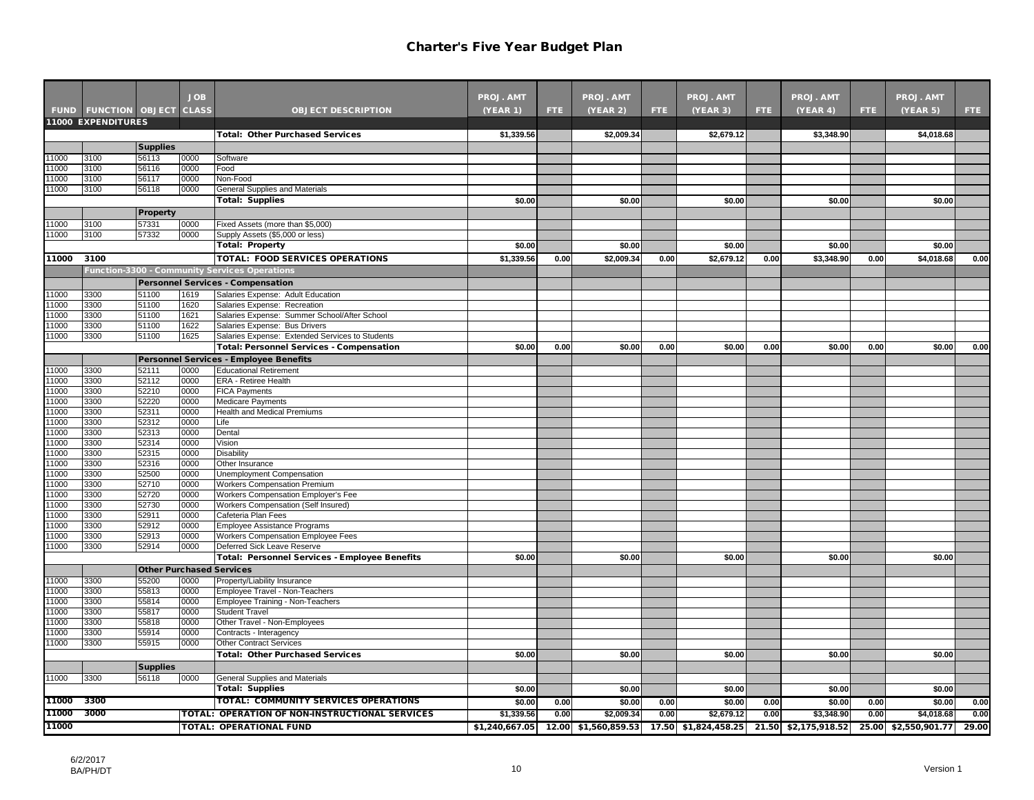## Charter's Five Year Budget Plan

| FUND | FUNCTION | OBJECT | JOB CLASS | OBJECT DESCRIPTION | PROJ. AMT (YEAR 1) | FTE | PROJ. AMT (YEAR 2) | FTE | PROJ. AMT (YEAR 3) | FTE | PROJ. AMT (YEAR 4) | FTE | PROJ. AMT (YEAR 5) | FTE |
|---|---|---|---|---|---|---|---|---|---|---|---|---|---|---|
| 11000 EXPENDITURES | | | | | | | | | | | | | | |
| | | | | **Total: Other Purchased Services** | $1,339.56 | | $2,009.34 | | $2,679.12 | | $3,348.90 | | $4,018.68 | |
| | | **Supplies** | | | | | | | | | | | | |
| 11000 | 3100 | 56113 | 0000 | Software | | | | | | | | | | |
| 11000 | 3100 | 56116 | 0000 | Food | | | | | | | | | | |
| 11000 | 3100 | 56117 | 0000 | Non-Food | | | | | | | | | | |
| 11000 | 3100 | 56118 | 0000 | General Supplies and Materials | | | | | | | | | | |
| | | | | **Total: Supplies** | $0.00 | | $0.00 | | $0.00 | | $0.00 | | $0.00 | |
| | | **Property** | | | | | | | | | | | | |
| 11000 | 3100 | 57331 | 0000 | Fixed Assets (more than $5,000) | | | | | | | | | | |
| 11000 | 3100 | 57332 | 0000 | Supply Assets ($5,000 or less) | | | | | | | | | | |
| | | | | **Total: Property** | $0.00 | | $0.00 | | $0.00 | | $0.00 | | $0.00 | |
| **11000** | **3100** | | | **TOTAL: FOOD SERVICES OPERATIONS** | $1,339.56 | 0.00 | $2,009.34 | 0.00 | $2,679.12 | 0.00 | $3,348.90 | 0.00 | $4,018.68 | 0.00 |
| | **Function-3300 - Community Services Operations** | | | | | | | | | | | | | |
| | | **Personnel Services - Compensation** | | | | | | | | | | | | |
| 11000 | 3300 | 51100 | 1619 | Salaries Expense: Adult Education | | | | | | | | | | |
| 11000 | 3300 | 51100 | 1620 | Salaries Expense: Recreation | | | | | | | | | | |
| 11000 | 3300 | 51100 | 1621 | Salaries Expense: Summer School/After School | | | | | | | | | | |
| 11000 | 3300 | 51100 | 1622 | Salaries Expense: Bus Drivers | | | | | | | | | | |
| 11000 | 3300 | 51100 | 1625 | Salaries Expense: Extended Services to Students | | | | | | | | | | |
| | | | | **Total: Personnel Services - Compensation** | $0.00 | 0.00 | $0.00 | 0.00 | $0.00 | 0.00 | $0.00 | 0.00 | $0.00 | 0.00 |
| | | **Personnel Services - Employee Benefits** | | | | | | | | | | | | |
| 11000 | 3300 | 52111 | 0000 | Educational Retirement | | | | | | | | | | |
| 11000 | 3300 | 52112 | 0000 | ERA - Retiree Health | | | | | | | | | | |
| 11000 | 3300 | 52210 | 0000 | FICA Payments | | | | | | | | | | |
| 11000 | 3300 | 52220 | 0000 | Medicare Payments | | | | | | | | | | |
| 11000 | 3300 | 52311 | 0000 | Health and Medical Premiums | | | | | | | | | | |
| 11000 | 3300 | 52312 | 0000 | Life | | | | | | | | | | |
| 11000 | 3300 | 52313 | 0000 | Dental | | | | | | | | | | |
| 11000 | 3300 | 52314 | 0000 | Vision | | | | | | | | | | |
| 11000 | 3300 | 52315 | 0000 | Disability | | | | | | | | | | |
| 11000 | 3300 | 52316 | 0000 | Other Insurance | | | | | | | | | | |
| 11000 | 3300 | 52500 | 0000 | Unemployment Compensation | | | | | | | | | | |
| 11000 | 3300 | 52710 | 0000 | Workers Compensation Premium | | | | | | | | | | |
| 11000 | 3300 | 52720 | 0000 | Workers Compensation Employer's Fee | | | | | | | | | | |
| 11000 | 3300 | 52730 | 0000 | Workers Compensation (Self Insured) | | | | | | | | | | |
| 11000 | 3300 | 52911 | 0000 | Cafeteria Plan Fees | | | | | | | | | | |
| 11000 | 3300 | 52912 | 0000 | Employee Assistance Programs | | | | | | | | | | |
| 11000 | 3300 | 52913 | 0000 | Workers Compensation Employee Fees | | | | | | | | | | |
| 11000 | 3300 | 52914 | 0000 | Deferred Sick Leave Reserve | | | | | | | | | | |
| | | | | **Total: Personnel Services - Employee Benefits** | $0.00 | | $0.00 | | $0.00 | | $0.00 | | $0.00 | |
| | | **Other Purchased Services** | | | | | | | | | | | | |
| 11000 | 3300 | 55200 | 0000 | Property/Liability Insurance | | | | | | | | | | |
| 11000 | 3300 | 55813 | 0000 | Employee Travel - Non-Teachers | | | | | | | | | | |
| 11000 | 3300 | 55814 | 0000 | Employee Training - Non-Teachers | | | | | | | | | | |
| 11000 | 3300 | 55817 | 0000 | Student Travel | | | | | | | | | | |
| 11000 | 3300 | 55818 | 0000 | Other Travel - Non-Employees | | | | | | | | | | |
| 11000 | 3300 | 55914 | 0000 | Contracts - Interagency | | | | | | | | | | |
| 11000 | 3300 | 55915 | 0000 | Other Contract Services | | | | | | | | | | |
| | | | | **Total: Other Purchased Services** | $0.00 | | $0.00 | | $0.00 | | $0.00 | | $0.00 | |
| | | **Supplies** | | | | | | | | | | | | |
| 11000 | 3300 | 56118 | 0000 | General Supplies and Materials | | | | | | | | | | |
| | | | | **Total: Supplies** | $0.00 | | $0.00 | | $0.00 | | $0.00 | | $0.00 | |
| **11000** | **3300** | | | **TOTAL: COMMUNITY SERVICES OPERATIONS** | $0.00 | 0.00 | $0.00 | 0.00 | $0.00 | 0.00 | $0.00 | 0.00 | $0.00 | 0.00 |
| **11000** | **3000** | | | **TOTAL: OPERATION OF NON-INSTRUCTIONAL SERVICES** | $1,339.56 | 0.00 | $2,009.34 | 0.00 | $2,679.12 | 0.00 | $3,348.90 | 0.00 | $4,018.68 | 0.00 |
| **11000** | | | | **TOTAL: OPERATIONAL FUND** | $1,240,667.05 | 12.00 | $1,560,859.53 | 17.50 | $1,824,458.25 | 21.50 | $2,175,918.52 | 25.00 | $2,550,901.77 | 29.00 |

6/2/2017
BA/PH/DT

Version 1